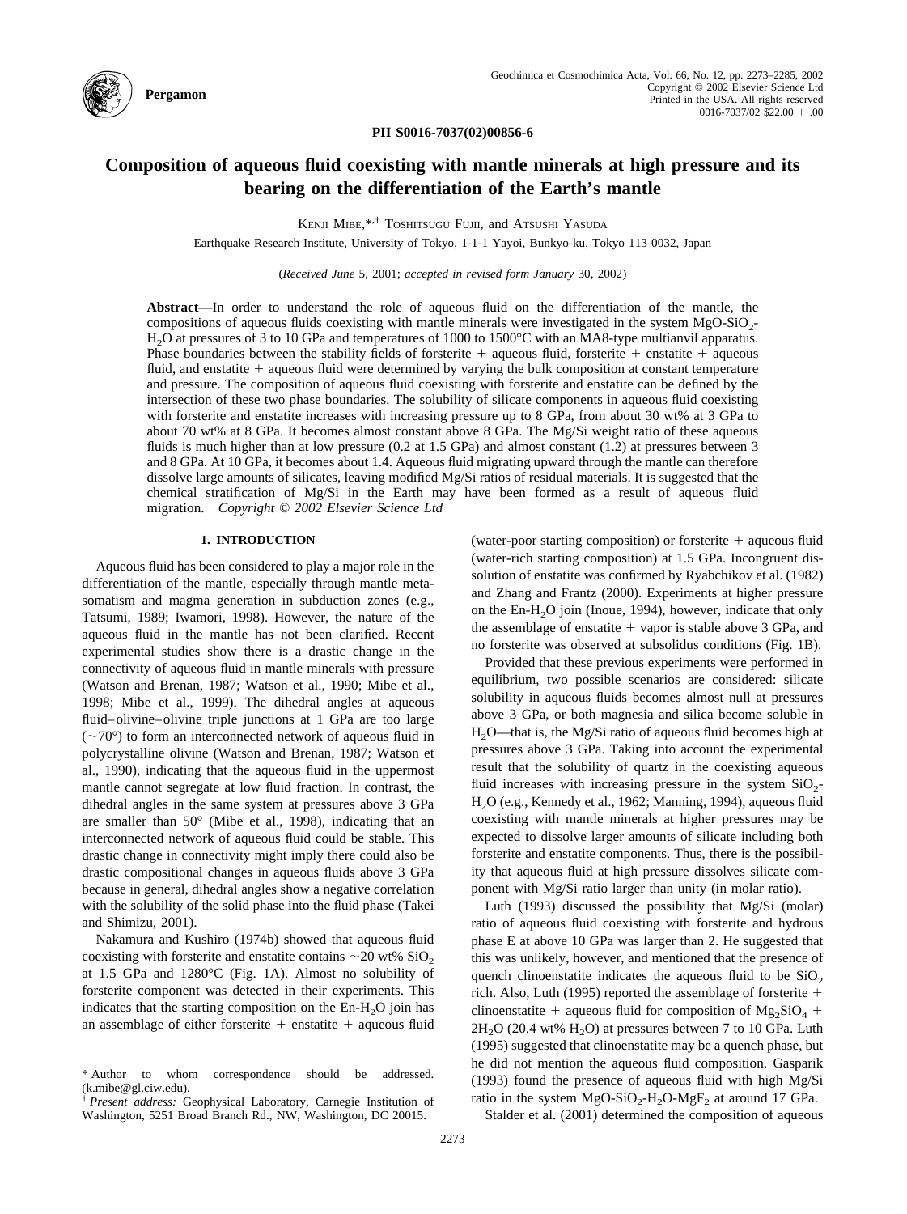PII S0016-7037(02)00856-6

# Composition of aqueous fluid coexisting with mantle minerals at high pressure and its bearing on the differentiation of the Earth's mantle

Kenji Mibe,*,† Toshitsugu Fujii, and Atsushi Yasuda

Earthquake Research Institute, University of Tokyo, 1-1-1 Yayoi, Bunkyo-ku, Tokyo 113-0032, Japan

(*Received June* 5, 2001; *accepted in revised form January* 30, 2002)

**Abstract**—In order to understand the role of aqueous fluid on the differentiation of the mantle, the compositions of aqueous fluids coexisting with mantle minerals were investigated in the system $MgO$-$SiO_2$-$H_2O$ at pressures of 3 to 10 GPa and temperatures of 1000 to 1500°C with an MA8-type multianvil apparatus. Phase boundaries between the stability fields of forsterite + aqueous fluid, forsterite + enstatite + aqueous fluid, and enstatite + aqueous fluid were determined by varying the bulk composition at constant temperature and pressure. The composition of aqueous fluid coexisting with forsterite and enstatite can be defined by the intersection of these two phase boundaries. The solubility of silicate components in aqueous fluid coexisting with forsterite and enstatite increases with increasing pressure up to 8 GPa, from about 30 wt% at 3 GPa to about 70 wt% at 8 GPa. It becomes almost constant above 8 GPa. The Mg/Si weight ratio of these aqueous fluids is much higher than at low pressure (0.2 at 1.5 GPa) and almost constant (1.2) at pressures between 3 and 8 GPa. At 10 GPa, it becomes about 1.4. Aqueous fluid migrating upward through the mantle can therefore dissolve large amounts of silicates, leaving modified Mg/Si ratios of residual materials. It is suggested that the chemical stratification of Mg/Si in the Earth may have been formed as a result of aqueous fluid migration. *Copyright © 2002 Elsevier Science Ltd*

## 1. INTRODUCTION

Aqueous fluid has been considered to play a major role in the differentiation of the mantle, especially through mantle metasomatism and magma generation in subduction zones (e.g., Tatsumi, 1989; Iwamori, 1998). However, the nature of the aqueous fluid in the mantle has not been clarified. Recent experimental studies show there is a drastic change in the connectivity of aqueous fluid in mantle minerals with pressure (Watson and Brenan, 1987; Watson et al., 1990; Mibe et al., 1998; Mibe et al., 1999). The dihedral angles at aqueous fluid–olivine–olivine triple junctions at 1 GPa are too large (~70°) to form an interconnected network of aqueous fluid in polycrystalline olivine (Watson and Brenan, 1987; Watson et al., 1990), indicating that the aqueous fluid in the uppermost mantle cannot segregate at low fluid fraction. In contrast, the dihedral angles in the same system at pressures above 3 GPa are smaller than 50° (Mibe et al., 1998), indicating that an interconnected network of aqueous fluid could be stable. This drastic change in connectivity might imply there could also be drastic compositional changes in aqueous fluids above 3 GPa because in general, dihedral angles show a negative correlation with the solubility of the solid phase into the fluid phase (Takei and Shimizu, 2001).

Nakamura and Kushiro (1974b) showed that aqueous fluid coexisting with forsterite and enstatite contains ~20 wt% $SiO_2$ at 1.5 GPa and 1280°C (Fig. 1A). Almost no solubility of forsterite component was detected in their experiments. This indicates that the starting composition on the En-$H_2O$ join has an assemblage of either forsterite + enstatite + aqueous fluid (water-poor starting composition) or forsterite + aqueous fluid (water-rich starting composition) at 1.5 GPa. Incongruent dissolution of enstatite was confirmed by Ryabchikov et al. (1982) and Zhang and Frantz (2000). Experiments at higher pressure on the En-$H_2O$ join (Inoue, 1994), however, indicate that only the assemblage of enstatite + vapor is stable above 3 GPa, and no forsterite was observed at subsolidus conditions (Fig. 1B).

Provided that these previous experiments were performed in equilibrium, two possible scenarios are considered: silicate solubility in aqueous fluids becomes almost null at pressures above 3 GPa, or both magnesia and silica become soluble in $H_2O$—that is, the Mg/Si ratio of aqueous fluid becomes high at pressures above 3 GPa. Taking into account the experimental result that the solubility of quartz in the coexisting aqueous fluid increases with increasing pressure in the system $SiO_2$-$H_2O$ (e.g., Kennedy et al., 1962; Manning, 1994), aqueous fluid coexisting with mantle minerals at higher pressures may be expected to dissolve larger amounts of silicate including both forsterite and enstatite components. Thus, there is the possibility that aqueous fluid at high pressure dissolves silicate component with Mg/Si ratio larger than unity (in molar ratio).

Luth (1993) discussed the possibility that Mg/Si (molar) ratio of aqueous fluid coexisting with forsterite and hydrous phase E at above 10 GPa was larger than 2. He suggested that this was unlikely, however, and mentioned that the presence of quench clinoenstatite indicates the aqueous fluid to be $SiO_2$ rich. Also, Luth (1995) reported the assemblage of forsterite + clinoenstatite + aqueous fluid for composition of $Mg_2SiO_4$ + $2H_2O$ (20.4 wt% $H_2O$) at pressures between 7 to 10 GPa. Luth (1995) suggested that clinoenstatite may be a quench phase, but he did not mention the aqueous fluid composition. Gasparik (1993) found the presence of aqueous fluid with high Mg/Si ratio in the system $MgO$-$SiO_2$-$H_2O$-$MgF_2$ at around 17 GPa.

Stalder et al. (2001) determined the composition of aqueous

---

\* Author to whom correspondence should be addressed. (k.mibe@gl.ciw.edu).

† *Present address:* Geophysical Laboratory, Carnegie Institution of Washington, 5251 Broad Branch Rd., NW, Washington, DC 20015.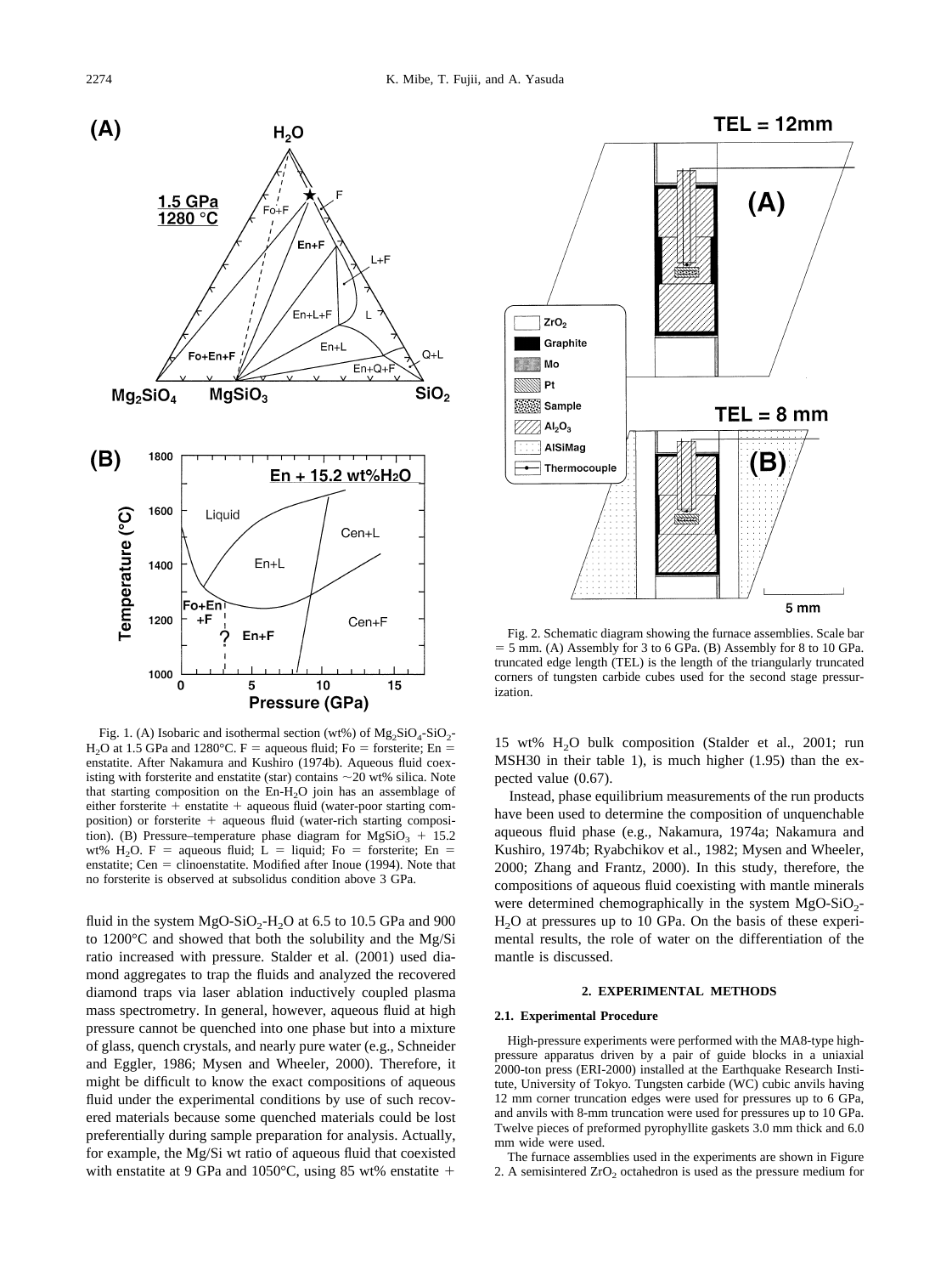Fig. 1. (A) Isobaric and isothermal section (wt%) of $Mg_2SiO_4$-$SiO_2$-$H_2O$ at 1.5 GPa and 1280°C. F = aqueous fluid; Fo = forsterite; En = enstatite. After Nakamura and Kushiro (1974b). Aqueous fluid coexisting with forsterite and enstatite (star) contains ~20 wt% silica. Note that starting composition on the En-$H_2O$ join has an assemblage of either forsterite + enstatite + aqueous fluid (water-poor starting composition) or forsterite + aqueous fluid (water-rich starting composition). (B) Pressure–temperature phase diagram for $MgSiO_3$ + 15.2 wt% $H_2O$. F = aqueous fluid; L = liquid; Fo = forsterite; En = enstatite; Cen = clinoenstatite. Modified after Inoue (1994). Note that no forsterite is observed at subsolidus condition above 3 GPa.

fluid in the system $MgO$-$SiO_2$-$H_2O$ at 6.5 to 10.5 GPa and 900 to 1200°C and showed that both the solubility and the Mg/Si ratio increased with pressure. Stalder et al. (2001) used diamond aggregates to trap the fluids and analyzed the recovered diamond traps via laser ablation inductively coupled plasma mass spectrometry. In general, however, aqueous fluid at high pressure cannot be quenched into one phase but into a mixture of glass, quench crystals, and nearly pure water (e.g., Schneider and Eggler, 1986; Mysen and Wheeler, 2000). Therefore, it might be difficult to know the exact compositions of aqueous fluid under the experimental conditions by use of such recovered materials because some quenched materials could be lost preferentially during sample preparation for analysis. Actually, for example, the Mg/Si wt ratio of aqueous fluid that coexisted with enstatite at 9 GPa and 1050°C, using 85 wt% enstatite + 15 wt% $H_2O$ bulk composition (Stalder et al., 2001; run MSH30 in their table 1), is much higher (1.95) than the expected value (0.67).

Instead, phase equilibrium measurements of the run products have been used to determine the composition of unquenchable aqueous fluid phase (e.g., Nakamura, 1974a; Nakamura and Kushiro, 1974b; Ryabchikov et al., 1982; Mysen and Wheeler, 2000; Zhang and Frantz, 2000). In this study, therefore, the compositions of aqueous fluid coexisting with mantle minerals were determined chemographically in the system $MgO$-$SiO_2$-$H_2O$ at pressures up to 10 GPa. On the basis of these experimental results, the role of water on the differentiation of the mantle is discussed.

Fig. 2. Schematic diagram showing the furnace assemblies. Scale bar = 5 mm. (A) Assembly for 3 to 6 GPa. (B) Assembly for 8 to 10 GPa. truncated edge length (TEL) is the length of the triangularly truncated corners of tungsten carbide cubes used for the second stage pressurization.

## 2. EXPERIMENTAL METHODS

### 2.1. Experimental Procedure

High-pressure experiments were performed with the MA8-type high-pressure apparatus driven by a pair of guide blocks in a uniaxial 2000-ton press (ERI-2000) installed at the Earthquake Research Institute, University of Tokyo. Tungsten carbide (WC) cubic anvils having 12 mm corner truncation edges were used for pressures up to 6 GPa, and anvils with 8-mm truncation were used for pressures up to 10 GPa. Twelve pieces of preformed pyrophyllite gaskets 3.0 mm thick and 6.0 mm wide were used.

The furnace assemblies used in the experiments are shown in Figure 2. A semisintered $ZrO_2$ octahedron is used as the pressure medium for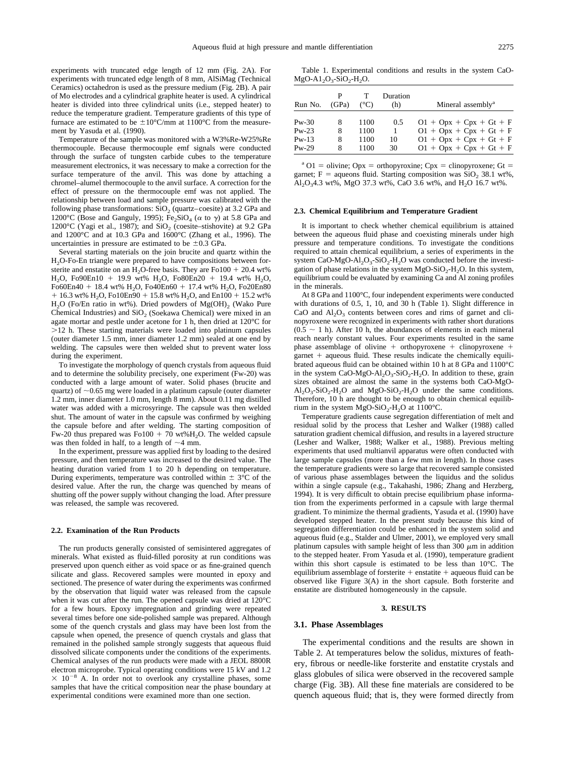experiments with truncated edge length of 12 mm (Fig. 2A). For experiments with truncated edge length of 8 mm, AlSiMag (Technical Ceramics) octahedron is used as the pressure medium (Fig. 2B). A pair of Mo electrodes and a cylindrical graphite heater is used. A cylindrical heater is divided into three cylindrical units (i.e., stepped heater) to reduce the temperature gradient. Temperature gradients of this type of furnace are estimated to be ±10°C/mm at 1100°C from the measurement by Yasuda et al. (1990).

Temperature of the sample was monitored with a W3%Re-W25%Re thermocouple. Because thermocouple emf signals were conducted through the surface of tungsten carbide cubes to the temperature measurement electronics, it was necessary to make a correction for the surface temperature of the anvil. This was done by attaching a chromel–alumel thermocouple to the anvil surface. A correction for the effect of pressure on the thermocouple emf was not applied. The relationship between load and sample pressure was calibrated with the following phase transformations: $SiO_2$ (quartz–coesite) at 3.2 GPa and 1200°C (Bose and Ganguly, 1995); $Fe_2SiO_4$ ($\alpha$ to $\gamma$) at 5.8 GPa and 1200°C (Yagi et al., 1987); and $SiO_2$ (coesite–stishovite) at 9.2 GPa and 1200°C and at 10.3 GPa and 1600°C (Zhang et al., 1996). The uncertainties in pressure are estimated to be ±0.3 GPa.

Several starting materials on the join brucite and quartz within the $H_2O$-Fo-En triangle were prepared to have compositions between forsterite and enstatite on an $H_2O$-free basis. They are Fo100 + 20.4 wt% $H_2O$, Fo90En10 + 19.9 wt% $H_2O$, Fo80En20 + 19.4 wt% $H_2O$, Fo60En40 + 18.4 wt% $H_2O$, Fo40En60 + 17.4 wt% $H_2O$, Fo20En80 + 16.3 wt% $H_2O$, Fo10En90 + 15.8 wt% $H_2O$, and En100 + 15.2 wt% $H_2O$ (Fo/En ratio in wt%). Dried powders of $Mg(OH)_2$ (Wako Pure Chemical Industries) and $SiO_2$ (Soekawa Chemical) were mixed in an agate mortar and pestle under acetone for 1 h, then dried at 120°C for >12 h. These starting materials were loaded into platinum capsules (outer diameter 1.5 mm, inner diameter 1.2 mm) sealed at one end by welding. The capsules were then welded shut to prevent water loss during the experiment.

To investigate the morphology of quench crystals from aqueous fluid and to determine the solubility precisely, one experiment (Fw-20) was conducted with a large amount of water. Solid phases (brucite and quartz) of ~0.65 mg were loaded in a platinum capsule (outer diameter 1.2 mm, inner diameter 1.0 mm, length 8 mm). About 0.11 mg distilled water was added with a microsyringe. The capsule was then welded shut. The amount of water in the capsule was confirmed by weighing the capsule before and after welding. The starting composition of Fw-20 thus prepared was Fo100 + 70 wt%$H_2O$. The welded capsule was then folded in half, to a length of ~4 mm.

In the experiment, pressure was applied first by loading to the desired pressure, and then temperature was increased to the desired value. The heating duration varied from 1 to 20 h depending on temperature. During experiments, temperature was controlled within ± 3°C of the desired value. After the run, the charge was quenched by means of shutting off the power supply without changing the load. After pressure was released, the sample was recovered.

### 2.2. Examination of the Run Products

The run products generally consisted of semisintered aggregates of minerals. What existed as fluid-filled porosity at run conditions was preserved upon quench either as void space or as fine-grained quench silicate and glass. Recovered samples were mounted in epoxy and sectioned. The presence of water during the experiments was confirmed by the observation that liquid water was released from the capsule when it was cut after the run. The opened capsule was dried at 120°C for a few hours. Epoxy impregnation and grinding were repeated several times before one side-polished sample was prepared. Although some of the quench crystals and glass may have been lost from the capsule when opened, the presence of quench crystals and glass that remained in the polished sample strongly suggests that aqueous fluid dissolved silicate components under the conditions of the experiments. Chemical analyses of the run products were made with a JEOL 8800R electron microprobe. Typical operating conditions were 15 kV and 1.2 $\times$ $10^{-8}$ A. In order not to overlook any crystalline phases, some samples that have the critical composition near the phase boundary at experimental conditions were examined more than one section.

Table 1. Experimental conditions and results in the system CaO-MgO-$Al_2O_3$-$SiO_2$-$H_2O$.

| Run No. | P (GPa) | T (°C) | Duration (h) | Mineral assembly[a] |
|---|---|---|---|---|
| Pw-30 | 8 | 1100 | 0.5 | O1 + Opx + Cpx + Gt + F |
| Pw-23 | 8 | 1100 | 1 | O1 + Opx + Cpx + Gt + F |
| Pw-13 | 8 | 1100 | 10 | O1 + Opx + Cpx + Gt + F |
| Pw-29 | 8 | 1100 | 30 | O1 + Opx + Cpx + Gt + F |

[a] O1 = olivine; Opx = orthopyroxine; Cpx = clinopyroxene; Gt = garnet; F = aqueons fluid. Starting composition was $SiO_2$ 38.1 wt%, $Al_2O_3$4.3 wt%, MgO 37.3 wt%, CaO 3.6 wt%, and $H_2O$ 16.7 wt%.

### 2.3. Chemical Equilibrium and Temperature Gradient

It is important to check whether chemical equilibrium is attained between the aqueous fluid phase and coexisting minerals under high pressure and temperature conditions. To investigate the conditions required to attain chemical equilibrium, a series of experiments in the system CaO-MgO-$Al_2O_3$-$SiO_2$-$H_2O$ was conducted before the investigation of phase relations in the system MgO-$SiO_2$-$H_2O$. In this system, equilibrium could be evaluated by examining Ca and Al zoning profiles in the minerals.

At 8 GPa and 1100°C, four independent experiments were conducted with durations of 0.5, 1, 10, and 30 h (Table 1). Slight difference in CaO and $Al_2O_3$ contents between cores and rims of garnet and clinopyroxene were recognized in experiments with rather short durations (0.5 ~ 1 h). After 10 h, the abundances of elements in each mineral reach nearly constant values. Four experiments resulted in the same phase assemblage of olivine + orthopyroxene + clinopyroxene + garnet + aqueous fluid. These results indicate the chemically equilibrated aqueous fluid can be obtained within 10 h at 8 GPa and 1100°C in the system CaO-MgO-$Al_2O_3$-$SiO_2$-$H_2O$. In addition to these, grain sizes obtained are almost the same in the systems both CaO-MgO-$Al_2O_3$-$SiO_2$-$H_2O$ and MgO-$SiO_2$-$H_2O$ under the same conditions. Therefore, 10 h ar be enough to obtain chemical equilibrium in the system MgO-$SiO_2$-$H_2O$ at 1100°C.

Temperature gradients cause segregation differentiation of melt and residual solid by the process that Lesher and Walker (1988) called saturation gradient chemical diffusion, and results in a layered structure (Lesher and Walker, 1988; Walker et al., 1988). Previous melting experiments that used multianvil apparatus were often conducted with large sample capsules (more than a few mm in length). In those cases the temperature gradients were so large that recovered sample consisted of various phase assemblages between the liquidus and the solidus within a single capsule (e.g., Takahashi, 1986; Zhang and Herzberg, 1994). It is very difficult to obtain precise equilibrium phase information from the experiments performed in a capsule with large thermal gradient. To minimize the thermal gradients, Yasuda et al. (1990) have developed stepped heater. In the present study because this kind of segregation differentiation could be enhanced in the system solid and aqueous fluid (e.g., Stalder and Ulmer, 2001), we employed very small platinum capsules with sample height of less than 300 $\mu$m in addition to the stepped heater. From Yasuda et al. (1990), temperature gradient within this short capsule is estimated to be less than 10°C. The equilibrium assemblage of forsterite + enstatite + aqueous fluid can be observed like Figure 3(A) in the short capsule. Both forsterite and enstatite are distributed homogeneously in the capsule.

## 3. RESULTS

### 3.1. Phase Assemblages

The experimental conditions and the results are shown in Table 2. At temperatures below the solidus, mixtures of feathery, fibrous or needle-like forsterite and enstatite crystals and glass globules of silica were observed in the recovered sample charge (Fig. 3B). All these fine materials are considered to be quench aqueous fluid; that is, they were formed directly from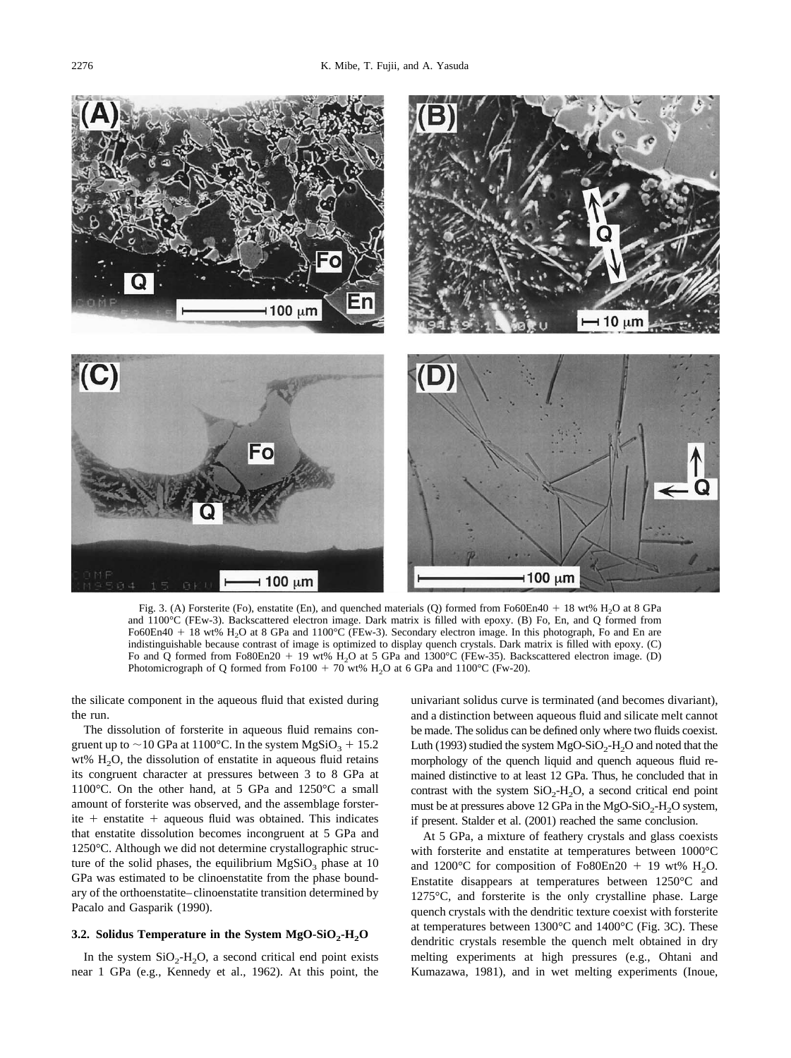Fig. 3. (A) Forsterite (Fo), enstatite (En), and quenched materials (Q) formed from Fo60En40 + 18 wt% $H_2O$ at 8 GPa and 1100°C (FEw-3). Backscattered electron image. Dark matrix is filled with epoxy. (B) Fo, En, and Q formed from Fo60En40 + 18 wt% $H_2O$ at 8 GPa and 1100°C (FEw-3). Secondary electron image. In this photograph, Fo and En are indistinguishable because contrast of image is optimized to display quench crystals. Dark matrix is filled with epoxy. (C) Fo and Q formed from Fo80En20 + 19 wt% $H_2O$ at 5 GPa and 1300°C (FEw-35). Backscattered electron image. (D) Photomicrograph of Q formed from Fo100 + 70 wt% $H_2O$ at 6 GPa and 1100°C (Fw-20).

the silicate component in the aqueous fluid that existed during the run.

The dissolution of forsterite in aqueous fluid remains congruent up to ~10 GPa at 1100°C. In the system $MgSiO_3$ + 15.2 wt% $H_2O$, the dissolution of enstatite in aqueous fluid retains its congruent character at pressures between 3 to 8 GPa at 1100°C. On the other hand, at 5 GPa and 1250°C a small amount of forsterite was observed, and the assemblage forsterite + enstatite + aqueous fluid was obtained. This indicates that enstatite dissolution becomes incongruent at 5 GPa and 1250°C. Although we did not determine crystallographic structure of the solid phases, the equilibrium $MgSiO_3$ phase at 10 GPa was estimated to be clinoenstatite from the phase boundary of the orthoenstatite–clinoenstatite transition determined by Pacalo and Gasparik (1990).

### 3.2. Solidus Temperature in the System $MgO$-$SiO_2$-$H_2O$

In the system $SiO_2$-$H_2O$, a second critical end point exists near 1 GPa (e.g., Kennedy et al., 1962). At this point, the univariant solidus curve is terminated (and becomes divariant), and a distinction between aqueous fluid and silicate melt cannot be made. The solidus can be defined only where two fluids coexist. Luth (1993) studied the system $MgO$-$SiO_2$-$H_2O$ and noted that the morphology of the quench liquid and quench aqueous fluid remained distinctive to at least 12 GPa. Thus, he concluded that in contrast with the system $SiO_2$-$H_2O$, a second critical end point must be at pressures above 12 GPa in the $MgO$-$SiO_2$-$H_2O$ system, if present. Stalder et al. (2001) reached the same conclusion.

At 5 GPa, a mixture of feathery crystals and glass coexists with forsterite and enstatite at temperatures between 1000°C and 1200°C for composition of Fo80En20 + 19 wt% $H_2O$. Enstatite disappears at temperatures between 1250°C and 1275°C, and forsterite is the only crystalline phase. Large quench crystals with the dendritic texture coexist with forsterite at temperatures between 1300°C and 1400°C (Fig. 3C). These dendritic crystals resemble the quench melt obtained in dry melting experiments at high pressures (e.g., Ohtani and Kumazawa, 1981), and in wet melting experiments (Inoue,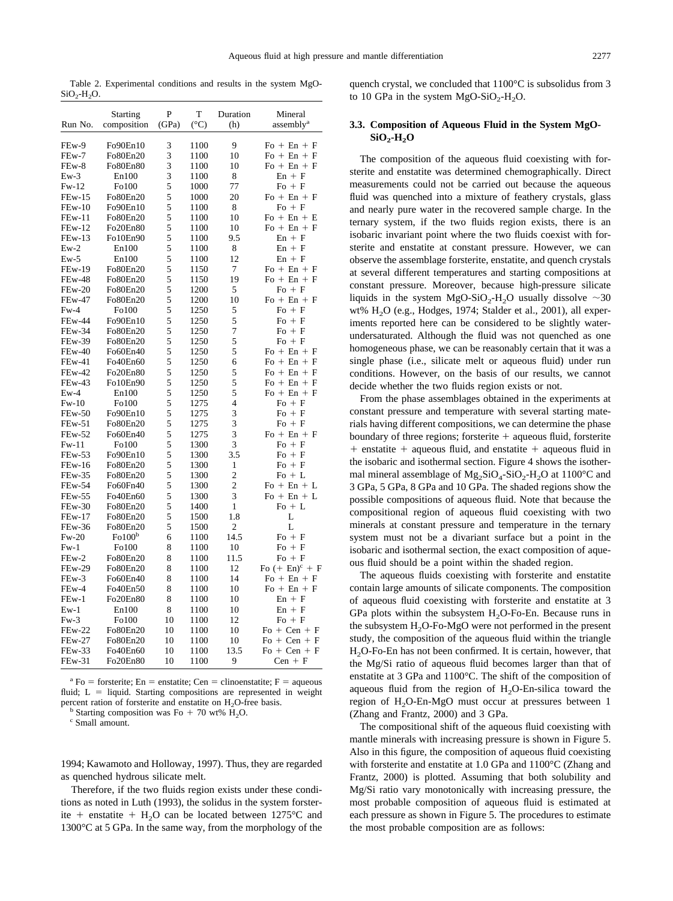Table 2. Experimental conditions and results in the system $MgO$-$SiO_2$-$H_2O$.

| Run No. | Starting composition | P (GPa) | T (°C) | Duration (h) | Mineral assembly[a] |
|---|---|---|---|---|---|
| FEw-9 | Fo90En10 | 3 | 1100 | 9 | Fo + En + F |
| FEw-7 | Fo80En20 | 3 | 1100 | 10 | Fo + En + F |
| FEw-8 | Fo80En80 | 3 | 1100 | 10 | Fo + En + F |
| Ew-3 | En100 | 3 | 1100 | 8 | En + F |
| Fw-12 | Fo100 | 5 | 1000 | 77 | Fo + F |
| FEw-15 | Fo80En20 | 5 | 1000 | 20 | Fo + En + F |
| FEw-10 | Fo90En10 | 5 | 1100 | 8 | Fo + F |
| FEw-11 | Fo80En20 | 5 | 1100 | 10 | Fo + En + E |
| FEw-12 | Fo20En80 | 5 | 1100 | 10 | Fo + En + F |
| FEw-13 | Fo10En90 | 5 | 1100 | 9.5 | En + F |
| Ew-2 | En100 | 5 | 1100 | 8 | En + F |
| Ew-5 | En100 | 5 | 1100 | 12 | En + F |
| FEw-19 | Fo80En20 | 5 | 1150 | 7 | Fo + En + F |
| FEw-48 | Fo80En20 | 5 | 1150 | 19 | Fo + En + F |
| FEw-20 | Fo80En20 | 5 | 1200 | 5 | Fo + F |
| FEw-47 | Fo80En20 | 5 | 1200 | 10 | Fo + En + F |
| Fw-4 | Fo100 | 5 | 1250 | 5 | Fo + F |
| FEw-44 | Fo90En10 | 5 | 1250 | 5 | Fo + F |
| FEw-34 | Fo80En20 | 5 | 1250 | 7 | Fo + F |
| FEw-39 | Fo80En20 | 5 | 1250 | 5 | Fo + F |
| FEw-40 | Fo60En40 | 5 | 1250 | 5 | Fo + En + F |
| FEw-41 | Fo40En60 | 5 | 1250 | 6 | Fo + En + F |
| FEw-42 | Fo20En80 | 5 | 1250 | 5 | Fo + En + F |
| FEw-43 | Fo10En90 | 5 | 1250 | 5 | Fo + En + F |
| Ew-4 | En100 | 5 | 1250 | 5 | Fo + En + F |
| Fw-10 | Fo100 | 5 | 1275 | 4 | Fo + F |
| FEw-50 | Fo90En10 | 5 | 1275 | 3 | Fo + F |
| FEw-51 | Fo80En20 | 5 | 1275 | 3 | Fo + F |
| FEw-52 | Fo60En40 | 5 | 1275 | 3 | Fo + En + F |
| Fw-11 | Fo100 | 5 | 1300 | 3 | Fo + F |
| FEw-53 | Fo90En10 | 5 | 1300 | 3.5 | Fo + F |
| FEw-16 | Fo80En20 | 5 | 1300 | 1 | Fo + F |
| FEw-35 | Fo80En20 | 5 | 1300 | 2 | Fo + L |
| FEw-54 | Fo60Fn40 | 5 | 1300 | 2 | Fo + En + L |
| FEw-55 | Fo40En60 | 5 | 1300 | 3 | Fo + En + L |
| FEw-30 | Fo80En20 | 5 | 1400 | 1 | Fo + L |
| FEw-17 | Fo80En20 | 5 | 1500 | 1.8 | L |
| FEw-36 | Fo80En20 | 5 | 1500 | 2 | L |
| Fw-20 | Fo100[b] | 6 | 1100 | 14.5 | Fo + F |
| Fw-1 | Fo100 | 8 | 1100 | 10 | Fo + F |
| FEw-2 | Fo80En20 | 8 | 1100 | 11.5 | Fo + F |
| FEw-29 | Fo80En20 | 8 | 1100 | 12 | Fo (+ En)[c] + F |
| FEw-3 | Fo60En40 | 8 | 1100 | 14 | Fo + En + F |
| FEw-4 | Fo40En50 | 8 | 1100 | 10 | Fo + En + F |
| FEw-1 | Fo20En80 | 8 | 1100 | 10 | En + F |
| Ew-1 | En100 | 8 | 1100 | 10 | En + F |
| Fw-3 | Fo100 | 10 | 1100 | 12 | Fo + F |
| FEw-22 | Fo80En20 | 10 | 1100 | 10 | Fo + Cen + F |
| FEw-27 | Fo80En20 | 10 | 1100 | 10 | Fo + Cen + F |
| FEw-33 | Fo40En60 | 10 | 1100 | 13.5 | Fo + Cen + F |
| FEw-31 | Fo20En80 | 10 | 1100 | 9 | Cen + F |

[a] Fo = forsterite; En = enstatite; Cen = clinoenstatite; F = aqueous fluid; L = liquid. Starting compositions are represented in weight percent ration of forsterite and enstatite on $H_2O$-free basis.
[b] Starting composition was Fo + 70 wt% $H_2O$.
[c] Small amount.

1994; Kawamoto and Holloway, 1997). Thus, they are regarded as quenched hydrous silicate melt.

Therefore, if the two fluids region exists under these conditions as noted in Luth (1993), the solidus in the system forsterite + enstatite + $H_2O$ can be located between 1275°C and 1300°C at 5 GPa. In the same way, from the morphology of the quench crystal, we concluded that 1100°C is subsolidus from 3 to 10 GPa in the system $MgO$-$SiO_2$-$H_2O$.

### 3.3. Composition of Aqueous Fluid in the System $MgO$-$SiO_2$-$H_2O$

The composition of the aqueous fluid coexisting with forsterite and enstatite was determined chemographically. Direct measurements could not be carried out because the aqueous fluid was quenched into a mixture of feathery crystals, glass and nearly pure water in the recovered sample charge. In the ternary system, if the two fluids region exists, there is an isobaric invariant point where the two fluids coexist with forsterite and enstatite at constant pressure. However, we can observe the assemblage forsterite, enstatite, and quench crystals at several different temperatures and starting compositions at constant pressure. Moreover, because high-pressure silicate liquids in the system $MgO$-$SiO_2$-$H_2O$ usually dissolve ~30 wt% $H_2O$ (e.g., Hodges, 1974; Stalder et al., 2001), all experiments reported here can be considered to be slightly water-undersaturated. Although the fluid was not quenched as one homogeneous phase, we can be reasonably certain that it was a single phase (i.e., silicate melt or aqueous fluid) under run conditions. However, on the basis of our results, we cannot decide whether the two fluids region exists or not.

From the phase assemblages obtained in the experiments at constant pressure and temperature with several starting materials having different compositions, we can determine the phase boundary of three regions; forsterite + aqueous fluid, forsterite + enstatite + aqueous fluid, and enstatite + aqueous fluid in the isobaric and isothermal section. Figure 4 shows the isothermal mineral assemblage of $Mg_2SiO_4$-$SiO_2$-$H_2O$ at 1100°C and 3 GPa, 5 GPa, 8 GPa and 10 GPa. The shaded regions show the possible compositions of aqueous fluid. Note that because the compositional region of aqueous fluid coexisting with two minerals at constant pressure and temperature in the ternary system must not be a divariant surface but a point in the isobaric and isothermal section, the exact composition of aqueous fluid should be a point within the shaded region.

The aqueous fluids coexisting with forsterite and enstatite contain large amounts of silicate components. The composition of aqueous fluid coexisting with forsterite and enstatite at 3 GPa plots within the subsystem $H_2O$-Fo-En. Because runs in the subsystem $H_2O$-Fo-MgO were not performed in the present study, the composition of the aqueous fluid within the triangle $H_2O$-Fo-En has not been confirmed. It is certain, however, that the Mg/Si ratio of aqueous fluid becomes larger than that of enstatite at 3 GPa and 1100°C. The shift of the composition of aqueous fluid from the region of $H_2O$-En-silica toward the region of $H_2O$-En-MgO must occur at pressures between 1 (Zhang and Frantz, 2000) and 3 GPa.

The compositional shift of the aqueous fluid coexisting with mantle minerals with increasing pressure is shown in Figure 5. Also in this figure, the composition of aqueous fluid coexisting with forsterite and enstatite at 1.0 GPa and 1100°C (Zhang and Frantz, 2000) is plotted. Assuming that both solubility and Mg/Si ratio vary monotonically with increasing pressure, the most probable composition of aqueous fluid is estimated at each pressure as shown in Figure 5. The procedures to estimate the most probable composition are as follows: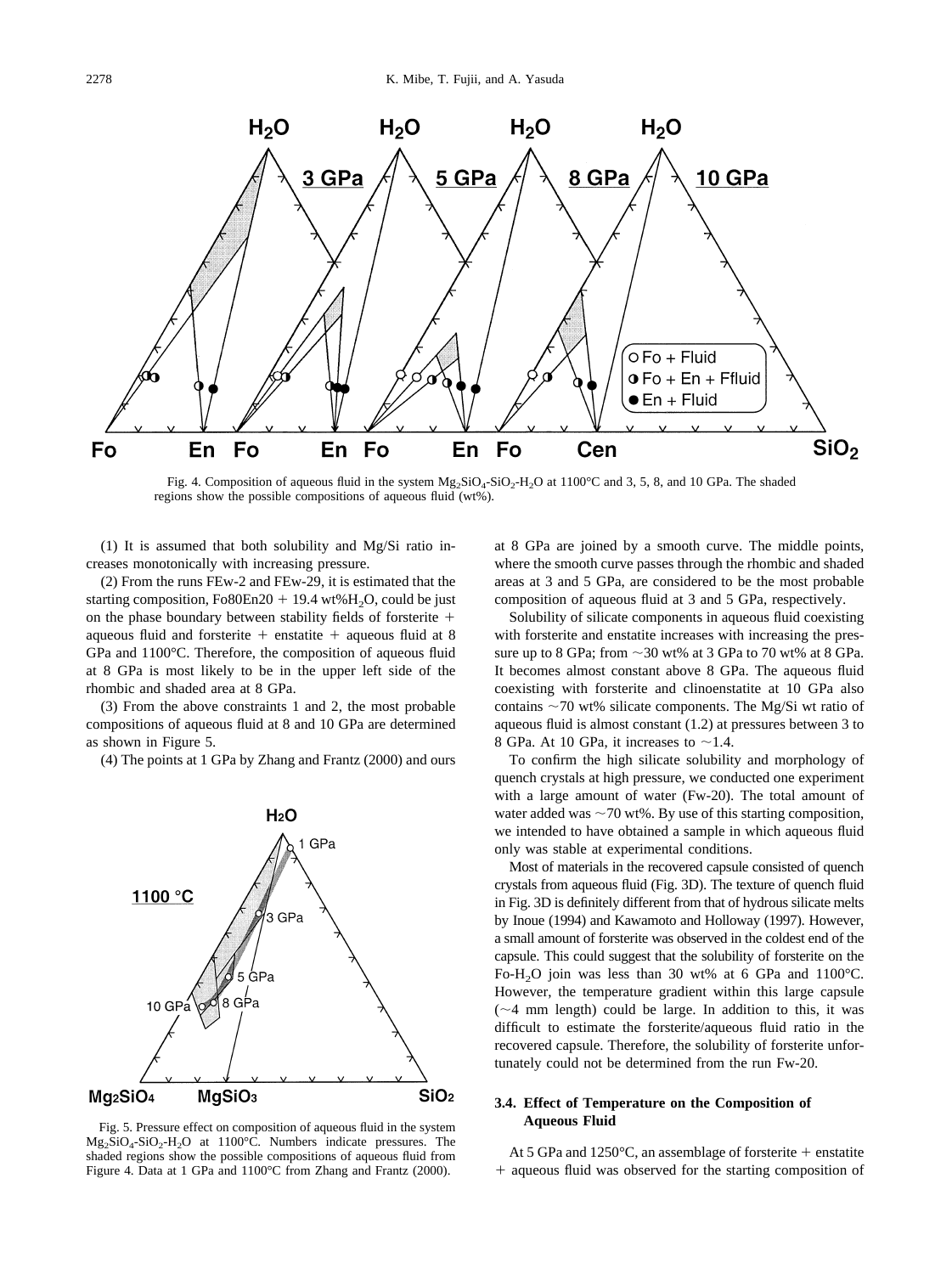Fig. 4. Composition of aqueous fluid in the system $Mg_2SiO_4$-$SiO_2$-$H_2O$ at 1100°C and 3, 5, 8, and 10 GPa. The shaded regions show the possible compositions of aqueous fluid (wt%).

(1) It is assumed that both solubility and Mg/Si ratio increases monotonically with increasing pressure.

(2) From the runs FEw-2 and FEw-29, it is estimated that the starting composition, Fo80En20 + 19.4 wt%$H_2O$, could be just on the phase boundary between stability fields of forsterite + aqueous fluid and forsterite + enstatite + aqueous fluid at 8 GPa and 1100°C. Therefore, the composition of aqueous fluid at 8 GPa is most likely to be in the upper left side of the rhombic and shaded area at 8 GPa.

(3) From the above constraints 1 and 2, the most probable compositions of aqueous fluid at 8 and 10 GPa are determined as shown in Figure 5.

(4) The points at 1 GPa by Zhang and Frantz (2000) and ours at 8 GPa are joined by a smooth curve. The middle points, where the smooth curve passes through the rhombic and shaded areas at 3 and 5 GPa, are considered to be the most probable composition of aqueous fluid at 3 and 5 GPa, respectively.

Fig. 5. Pressure effect on composition of aqueous fluid in the system $Mg_2SiO_4$-$SiO_2$-$H_2O$ at 1100°C. Numbers indicate pressures. The shaded regions show the possible compositions of aqueous fluid from Figure 4. Data at 1 GPa and 1100°C from Zhang and Frantz (2000).

Solubility of silicate components in aqueous fluid coexisting with forsterite and enstatite increases with increasing the pressure up to 8 GPa; from ~30 wt% at 3 GPa to 70 wt% at 8 GPa. It becomes almost constant above 8 GPa. The aqueous fluid coexisting with forsterite and clinoenstatite at 10 GPa also contains ~70 wt% silicate components. The Mg/Si wt ratio of aqueous fluid is almost constant (1.2) at pressures between 3 to 8 GPa. At 10 GPa, it increases to ~1.4.

To confirm the high silicate solubility and morphology of quench crystals at high pressure, we conducted one experiment with a large amount of water (Fw-20). The total amount of water added was ~70 wt%. By use of this starting composition, we intended to have obtained a sample in which aqueous fluid only was stable at experimental conditions.

Most of materials in the recovered capsule consisted of quench crystals from aqueous fluid (Fig. 3D). The texture of quench fluid in Fig. 3D is definitely different from that of hydrous silicate melts by Inoue (1994) and Kawamoto and Holloway (1997). However, a small amount of forsterite was observed in the coldest end of the capsule. This could suggest that the solubility of forsterite on the Fo-$H_2O$ join was less than 30 wt% at 6 GPa and 1100°C. However, the temperature gradient within this large capsule (~4 mm length) could be large. In addition to this, it was difficult to estimate the forsterite/aqueous fluid ratio in the recovered capsule. Therefore, the solubility of forsterite unfortunately could not be determined from the run Fw-20.

### 3.4. Effect of Temperature on the Composition of Aqueous Fluid

At 5 GPa and 1250°C, an assemblage of forsterite + enstatite + aqueous fluid was observed for the starting composition of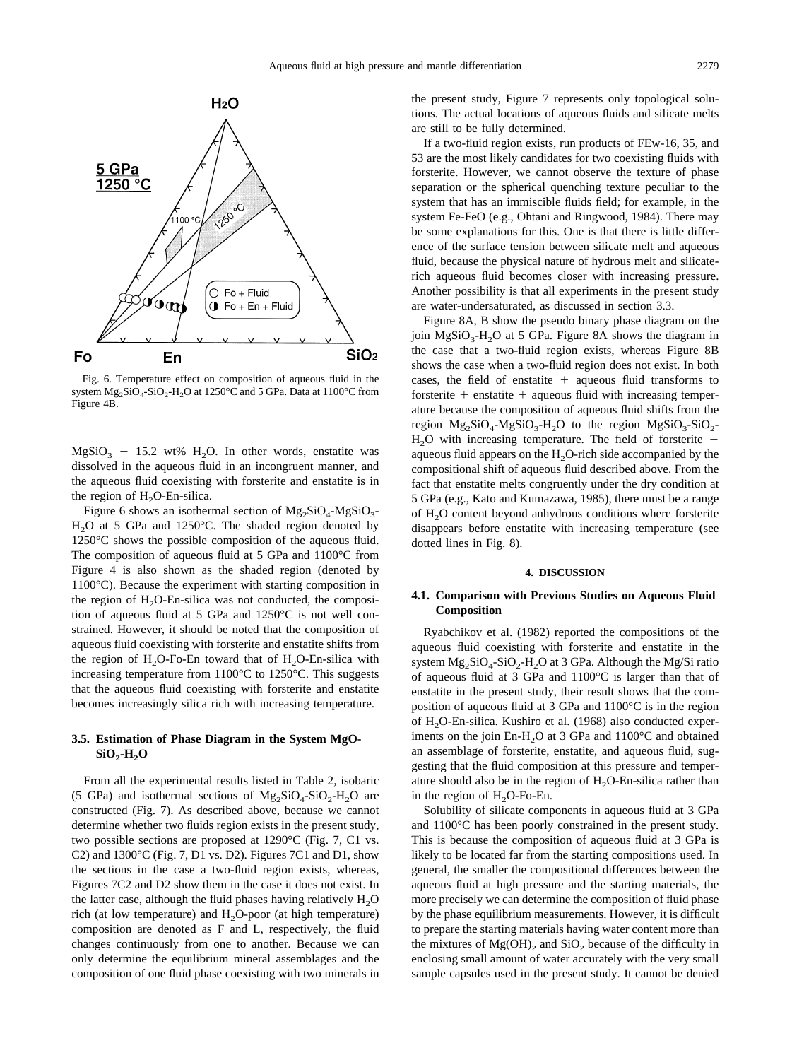Fig. 6. Temperature effect on composition of aqueous fluid in the system $Mg_2SiO_4$-$SiO_2$-$H_2O$ at 1250°C and 5 GPa. Data at 1100°C from Figure 4B.

$MgSiO_3$ + 15.2 wt% $H_2O$. In other words, enstatite was dissolved in the aqueous fluid in an incongruent manner, and the aqueous fluid coexisting with forsterite and enstatite is in the region of $H_2O$-En-silica.

Figure 6 shows an isothermal section of $Mg_2SiO_4$-$MgSiO_3$-$H_2O$ at 5 GPa and 1250°C. The shaded region denoted by 1250°C shows the possible composition of the aqueous fluid. The composition of aqueous fluid at 5 GPa and 1100°C from Figure 4 is also shown as the shaded region (denoted by 1100°C). Because the experiment with starting composition in the region of $H_2O$-En-silica was not conducted, the composition of aqueous fluid at 5 GPa and 1250°C is not well constrained. However, it should be noted that the composition of aqueous fluid coexisting with forsterite and enstatite shifts from the region of $H_2O$-Fo-En toward that of $H_2O$-En-silica with increasing temperature from 1100°C to 1250°C. This suggests that the aqueous fluid coexisting with forsterite and enstatite becomes increasingly silica rich with increasing temperature.

### 3.5. Estimation of Phase Diagram in the System MgO-$SiO_2$-$H_2O$

From all the experimental results listed in Table 2, isobaric (5 GPa) and isothermal sections of $Mg_2SiO_4$-$SiO_2$-$H_2O$ are constructed (Fig. 7). As described above, because we cannot determine whether two fluids region exists in the present study, two possible sections are proposed at 1290°C (Fig. 7, C1 vs. C2) and 1300°C (Fig. 7, D1 vs. D2). Figures 7C1 and D1, show the sections in the case a two-fluid region exists, whereas, Figures 7C2 and D2 show them in the case it does not exist. In the latter case, although the fluid phases having relatively $H_2O$ rich (at low temperature) and $H_2O$-poor (at high temperature) composition are denoted as F and L, respectively, the fluid changes continuously from one to another. Because we can only determine the equilibrium mineral assemblages and the composition of one fluid phase coexisting with two minerals in the present study, Figure 7 represents only topological solutions. The actual locations of aqueous fluids and silicate melts are still to be fully determined.

If a two-fluid region exists, run products of FEw-16, 35, and 53 are the most likely candidates for two coexisting fluids with forsterite. However, we cannot observe the texture of phase separation or the spherical quenching texture peculiar to the system that has an immiscible fluids field; for example, in the system Fe-FeO (e.g., Ohtani and Ringwood, 1984). There may be some explanations for this. One is that there is little difference of the surface tension between silicate melt and aqueous fluid, because the physical nature of hydrous melt and silicate-rich aqueous fluid becomes closer with increasing pressure. Another possibility is that all experiments in the present study are water-undersaturated, as discussed in section 3.3.

Figure 8A, B show the pseudo binary phase diagram on the join $MgSiO_3$-$H_2O$ at 5 GPa. Figure 8A shows the diagram in the case that a two-fluid region exists, whereas Figure 8B shows the case when a two-fluid region does not exist. In both cases, the field of enstatite + aqueous fluid transforms to forsterite + enstatite + aqueous fluid with increasing temperature because the composition of aqueous fluid shifts from the region $Mg_2SiO_4$-$MgSiO_3$-$H_2O$ to the region $MgSiO_3$-$SiO_2$-$H_2O$ with increasing temperature. The field of forsterite + aqueous fluid appears on the $H_2O$-rich side accompanied by the compositional shift of aqueous fluid described above. From the fact that enstatite melts congruently under the dry condition at 5 GPa (e.g., Kato and Kumazawa, 1985), there must be a range of $H_2O$ content beyond anhydrous conditions where forsterite disappears before enstatite with increasing temperature (see dotted lines in Fig. 8).

## 4. DISCUSSION

### 4.1. Comparison with Previous Studies on Aqueous Fluid Composition

Ryabchikov et al. (1982) reported the compositions of the aqueous fluid coexisting with forsterite and enstatite in the system $Mg_2SiO_4$-$SiO_2$-$H_2O$ at 3 GPa. Although the Mg/Si ratio of aqueous fluid at 3 GPa and 1100°C is larger than that of enstatite in the present study, their result shows that the composition of aqueous fluid at 3 GPa and 1100°C is in the region of $H_2O$-En-silica. Kushiro et al. (1968) also conducted experiments on the join En-$H_2O$ at 3 GPa and 1100°C and obtained an assemblage of forsterite, enstatite, and aqueous fluid, suggesting that the fluid composition at this pressure and temperature should also be in the region of $H_2O$-En-silica rather than in the region of $H_2O$-Fo-En.

Solubility of silicate components in aqueous fluid at 3 GPa and 1100°C has been poorly constrained in the present study. This is because the composition of aqueous fluid at 3 GPa is likely to be located far from the starting compositions used. In general, the smaller the compositional differences between the aqueous fluid at high pressure and the starting materials, the more precisely we can determine the composition of fluid phase by the phase equilibrium measurements. However, it is difficult to prepare the starting materials having water content more than the mixtures of $Mg(OH)_2$ and $SiO_2$ because of the difficulty in enclosing small amount of water accurately with the very small sample capsules used in the present study. It cannot be denied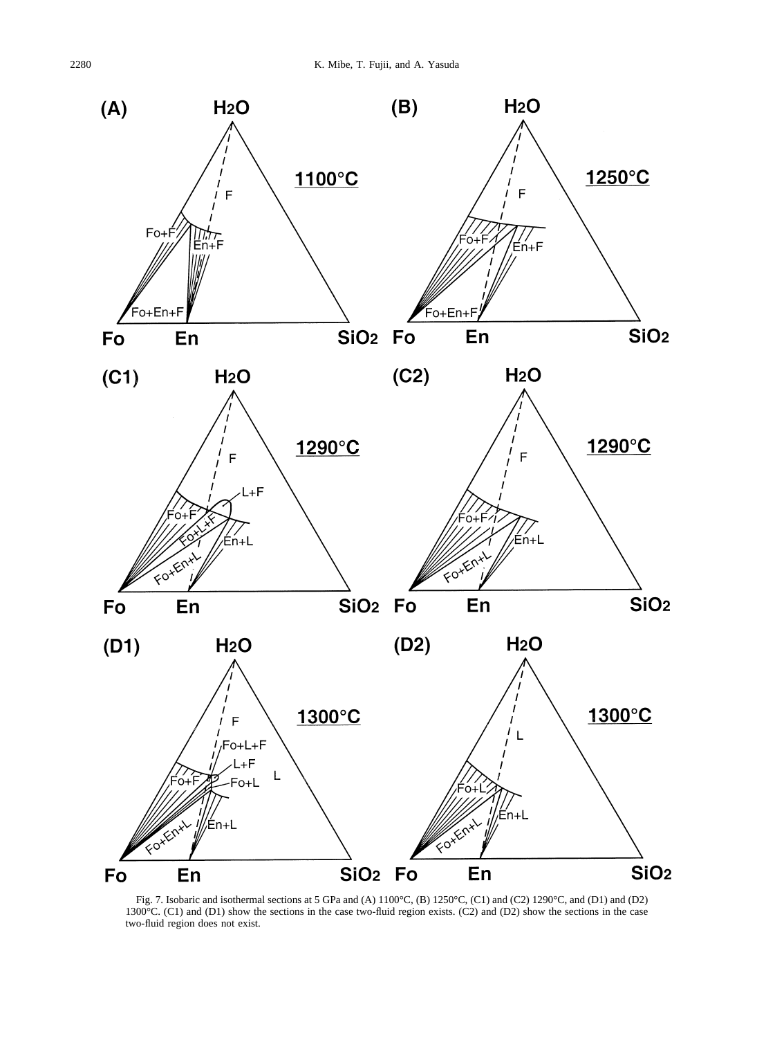Fig. 7. Isobaric and isothermal sections at 5 GPa and (A) 1100°C, (B) 1250°C, (C1) and (C2) 1290°C, and (D1) and (D2) 1300°C. (C1) and (D1) show the sections in the case two-fluid region exists. (C2) and (D2) show the sections in the case two-fluid region does not exist.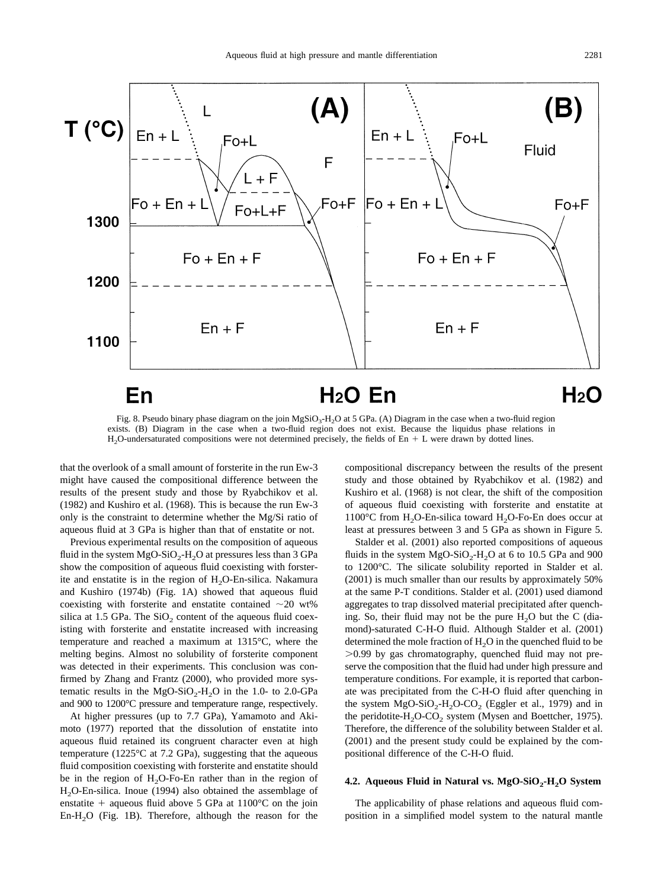Fig. 8. Pseudo binary phase diagram on the join $MgSiO_3$-$H_2O$ at 5 GPa. (A) Diagram in the case when a two-fluid region exists. (B) Diagram in the case when a two-fluid region does not exist. Because the liquidus phase relations in $H_2O$-undersaturated compositions were not determined precisely, the fields of En + L were drawn by dotted lines.

that the overlook of a small amount of forsterite in the run Ew-3 might have caused the compositional difference between the results of the present study and those by Ryabchikov et al. (1982) and Kushiro et al. (1968). This is because the run Ew-3 only is the constraint to determine whether the Mg/Si ratio of aqueous fluid at 3 GPa is higher than that of enstatite or not.

Previous experimental results on the composition of aqueous fluid in the system $MgO$-$SiO_2$-$H_2O$ at pressures less than 3 GPa show the composition of aqueous fluid coexisting with forsterite and enstatite is in the region of $H_2O$-En-silica. Nakamura and Kushiro (1974b) (Fig. 1A) showed that aqueous fluid coexisting with forsterite and enstatite contained ~20 wt% silica at 1.5 GPa. The $SiO_2$ content of the aqueous fluid coexisting with forsterite and enstatite increased with increasing temperature and reached a maximum at 1315°C, where the melting begins. Almost no solubility of forsterite component was detected in their experiments. This conclusion was confirmed by Zhang and Frantz (2000), who provided more systematic results in the $MgO$-$SiO_2$-$H_2O$ in the 1.0- to 2.0-GPa and 900 to 1200°C pressure and temperature range, respectively.

At higher pressures (up to 7.7 GPa), Yamamoto and Akimoto (1977) reported that the dissolution of enstatite into aqueous fluid retained its congruent character even at high temperature (1225°C at 7.2 GPa), suggesting that the aqueous fluid composition coexisting with forsterite and enstatite should be in the region of $H_2O$-Fo-En rather than in the region of $H_2O$-En-silica. Inoue (1994) also obtained the assemblage of enstatite + aqueous fluid above 5 GPa at 1100°C on the join En-$H_2O$ (Fig. 1B). Therefore, although the reason for the compositional discrepancy between the results of the present study and those obtained by Ryabchikov et al. (1982) and Kushiro et al. (1968) is not clear, the shift of the composition of aqueous fluid coexisting with forsterite and enstatite at 1100°C from $H_2O$-En-silica toward $H_2O$-Fo-En does occur at least at pressures between 3 and 5 GPa as shown in Figure 5.

Stalder et al. (2001) also reported compositions of aqueous fluids in the system $MgO$-$SiO_2$-$H_2O$ at 6 to 10.5 GPa and 900 to 1200°C. The silicate solubility reported in Stalder et al. (2001) is much smaller than our results by approximately 50% at the same P-T conditions. Stalder et al. (2001) used diamond aggregates to trap dissolved material precipitated after quenching. So, their fluid may not be the pure $H_2O$ but the C (diamond)-saturated C-H-O fluid. Although Stalder et al. (2001) determined the mole fraction of $H_2O$ in the quenched fluid to be >0.99 by gas chromatography, quenched fluid may not preserve the composition that the fluid had under high pressure and temperature conditions. For example, it is reported that carbonate was precipitated from the C-H-O fluid after quenching in the system $MgO$-$SiO_2$-$H_2O$-$CO_2$ (Eggler et al., 1979) and in the peridotite-$H_2O$-$CO_2$ system (Mysen and Boettcher, 1975). Therefore, the difference of the solubility between Stalder et al. (2001) and the present study could be explained by the compositional difference of the C-H-O fluid.

### 4.2. Aqueous Fluid in Natural vs. $MgO$-$SiO_2$-$H_2O$ System

The applicability of phase relations and aqueous fluid composition in a simplified model system to the natural mantle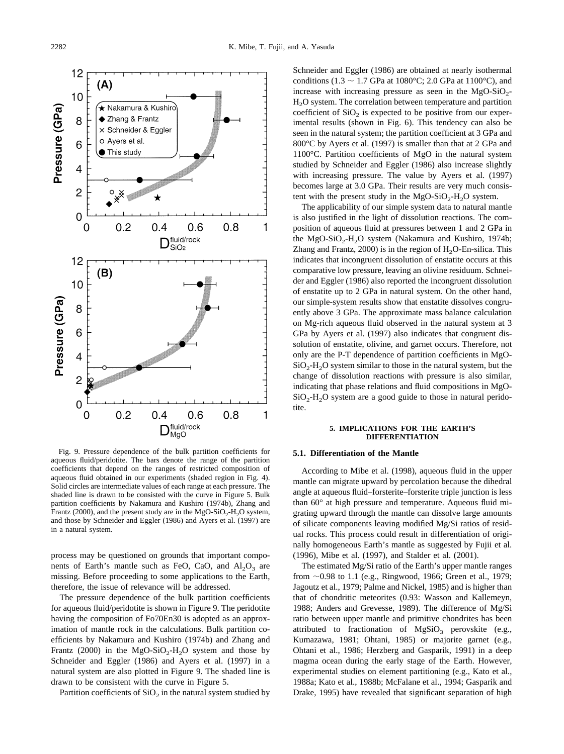Fig. 9. Pressure dependence of the bulk partition coefficients for aqueous fluid/peridotite. The bars denote the range of the partition coefficients that depend on the ranges of restricted composition of aqueous fluid obtained in our experiments (shaded region in Fig. 4). Solid circles are intermediate values of each range at each pressure. The shaded line is drawn to be consisted with the curve in Figure 5. Bulk partition coefficients by Nakamura and Kushiro (1974b), Zhang and Frantz (2000), and the present study are in the $MgO$-$SiO_2$-$H_2O$ system, and those by Schneider and Eggler (1986) and Ayers et al. (1997) are in a natural system.

process may be questioned on grounds that important components of Earth's mantle such as $FeO$, $CaO$, and $Al_2O_3$ are missing. Before proceeding to some applications to the Earth, therefore, the issue of relevance will be addressed.

The pressure dependence of the bulk partition coefficients for aqueous fluid/peridotite is shown in Figure 9. The peridotite having the composition of Fo70En30 is adopted as an approximation of mantle rock in the calculations. Bulk partition coefficients by Nakamura and Kushiro (1974b) and Zhang and Frantz (2000) in the $MgO$-$SiO_2$-$H_2O$ system and those by Schneider and Eggler (1986) and Ayers et al. (1997) in a natural system are also plotted in Figure 9. The shaded line is drawn to be consistent with the curve in Figure 5.

Partition coefficients of $SiO_2$ in the natural system studied by Schneider and Eggler (1986) are obtained at nearly isothermal conditions (1.3 ~ 1.7 GPa at 1080°C; 2.0 GPa at 1100°C), and increase with increasing pressure as seen in the $MgO$-$SiO_2$-$H_2O$ system. The correlation between temperature and partition coefficient of $SiO_2$ is expected to be positive from our experimental results (shown in Fig. 6). This tendency can also be seen in the natural system; the partition coefficient at 3 GPa and 800°C by Ayers et al. (1997) is smaller than that at 2 GPa and 1100°C. Partition coefficients of $MgO$ in the natural system studied by Schneider and Eggler (1986) also increase slightly with increasing pressure. The value by Ayers et al. (1997) becomes large at 3.0 GPa. Their results are very much consistent with the present study in the $MgO$-$SiO_2$-$H_2O$ system.

The applicability of our simple system data to natural mantle is also justified in the light of dissolution reactions. The composition of aqueous fluid at pressures between 1 and 2 GPa in the $MgO$-$SiO_2$-$H_2O$ system (Nakamura and Kushiro, 1974b; Zhang and Frantz, 2000) is in the region of $H_2O$-En-silica. This indicates that incongruent dissolution of enstatite occurs at this comparative low pressure, leaving an olivine residuum. Schneider and Eggler (1986) also reported the incongruent dissolution of enstatite up to 2 GPa in natural system. On the other hand, our simple-system results show that enstatite dissolves congruently above 3 GPa. The approximate mass balance calculation on Mg-rich aqueous fluid observed in the natural system at 3 GPa by Ayers et al. (1997) also indicates that congruent dissolution of enstatite, olivine, and garnet occurs. Therefore, not only are the P-T dependence of partition coefficients in $MgO$-$SiO_2$-$H_2O$ system similar to those in the natural system, but the change of dissolution reactions with pressure is also similar, indicating that phase relations and fluid compositions in $MgO$-$SiO_2$-$H_2O$ system are a good guide to those in natural peridotite.

## 5. IMPLICATIONS FOR THE EARTH'S DIFFERENTIATION

### 5.1. Differentiation of the Mantle

According to Mibe et al. (1998), aqueous fluid in the upper mantle can migrate upward by percolation because the dihedral angle at aqueous fluid–forsterite–forsterite triple junction is less than 60° at high pressure and temperature. Aqueous fluid migrating upward through the mantle can dissolve large amounts of silicate components leaving modified Mg/Si ratios of residual rocks. This process could result in differentiation of originally homogeneous Earth's mantle as suggested by Fujii et al. (1996), Mibe et al. (1997), and Stalder et al. (2001).

The estimated Mg/Si ratio of the Earth's upper mantle ranges from ~0.98 to 1.1 (e.g., Ringwood, 1966; Green et al., 1979; Jagoutz et al., 1979; Palme and Nickel, 1985) and is higher than that of chondritic meteorites (0.93: Wasson and Kallemeyn, 1988; Anders and Grevesse, 1989). The difference of Mg/Si ratio between upper mantle and primitive chondrites has been attributed to fractionation of $MgSiO_3$ perovskite (e.g., Kumazawa, 1981; Ohtani, 1985) or majorite garnet (e.g., Ohtani et al., 1986; Herzberg and Gasparik, 1991) in a deep magma ocean during the early stage of the Earth. However, experimental studies on element partitioning (e.g., Kato et al., 1988a; Kato et al., 1988b; McFalane et al., 1994; Gasparik and Drake, 1995) have revealed that significant separation of high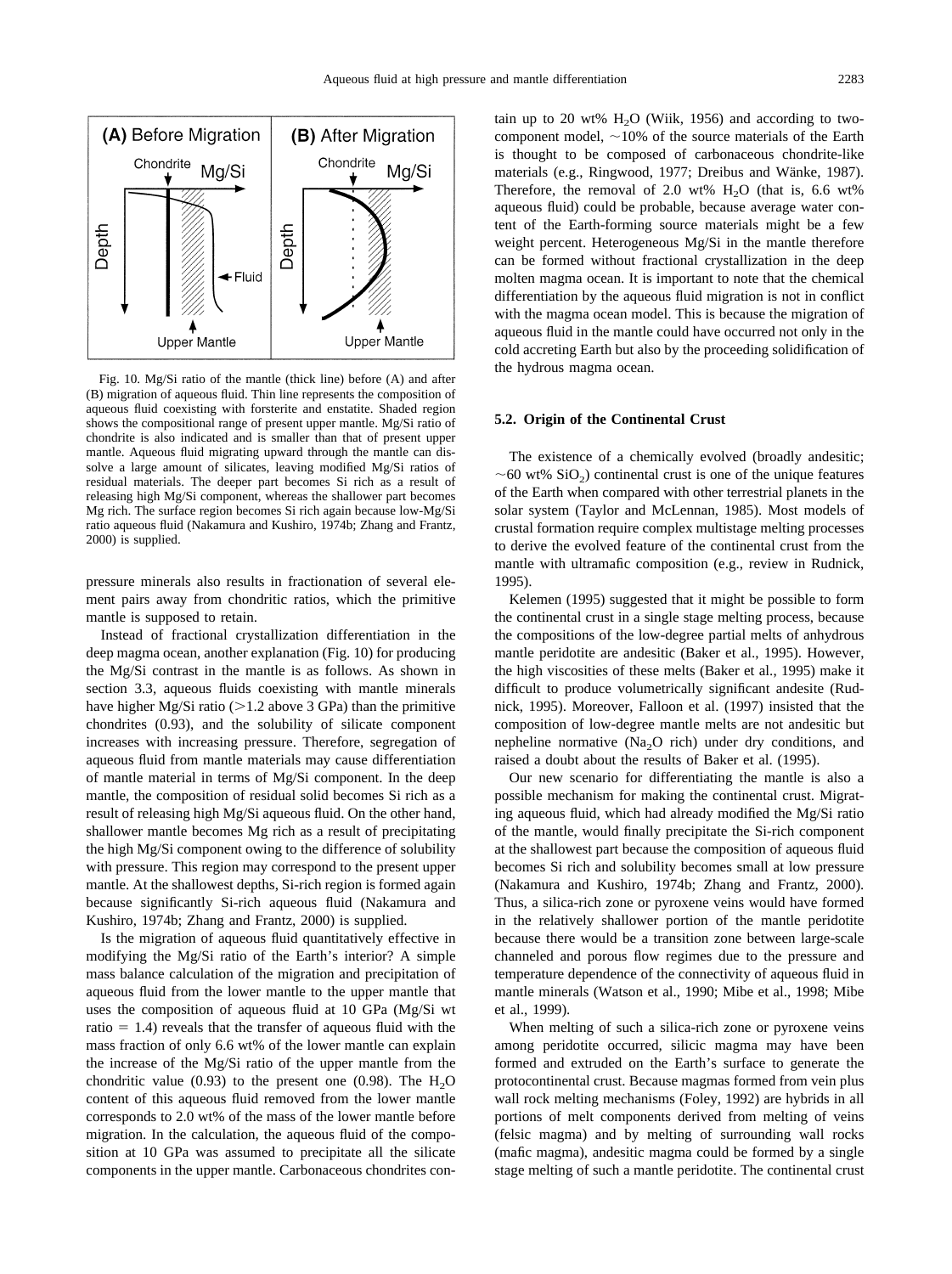Fig. 10. Mg/Si ratio of the mantle (thick line) before (A) and after (B) migration of aqueous fluid. Thin line represents the composition of aqueous fluid coexisting with forsterite and enstatite. Shaded region shows the compositional range of present upper mantle. Mg/Si ratio of chondrite is also indicated and is smaller than that of present upper mantle. Aqueous fluid migrating upward through the mantle can dissolve a large amount of silicates, leaving modified Mg/Si ratios of residual materials. The deeper part becomes Si rich as a result of releasing high Mg/Si component, whereas the shallower part becomes Mg rich. The surface region becomes Si rich again because low-Mg/Si ratio aqueous fluid (Nakamura and Kushiro, 1974b; Zhang and Frantz, 2000) is supplied.

pressure minerals also results in fractionation of several element pairs away from chondritic ratios, which the primitive mantle is supposed to retain.

Instead of fractional crystallization differentiation in the deep magma ocean, another explanation (Fig. 10) for producing the Mg/Si contrast in the mantle is as follows. As shown in section 3.3, aqueous fluids coexisting with mantle minerals have higher Mg/Si ratio (>1.2 above 3 GPa) than the primitive chondrites (0.93), and the solubility of silicate component increases with increasing pressure. Therefore, segregation of aqueous fluid from mantle materials may cause differentiation of mantle material in terms of Mg/Si component. In the deep mantle, the composition of residual solid becomes Si rich as a result of releasing high Mg/Si aqueous fluid. On the other hand, shallower mantle becomes Mg rich as a result of precipitating the high Mg/Si component owing to the difference of solubility with pressure. This region may correspond to the present upper mantle. At the shallowest depths, Si-rich region is formed again because significantly Si-rich aqueous fluid (Nakamura and Kushiro, 1974b; Zhang and Frantz, 2000) is supplied.

Is the migration of aqueous fluid quantitatively effective in modifying the Mg/Si ratio of the Earth's interior? A simple mass balance calculation of the migration and precipitation of aqueous fluid from the lower mantle to the upper mantle that uses the composition of aqueous fluid at 10 GPa (Mg/Si wt ratio = 1.4) reveals that the transfer of aqueous fluid with the mass fraction of only 6.6 wt% of the lower mantle can explain the increase of the Mg/Si ratio of the upper mantle from the chondritic value (0.93) to the present one (0.98). The $H_2O$ content of this aqueous fluid removed from the lower mantle corresponds to 2.0 wt% of the mass of the lower mantle before migration. In the calculation, the aqueous fluid of the composition at 10 GPa was assumed to precipitate all the silicate components in the upper mantle. Carbonaceous chondrites contain up to 20 wt% $H_2O$ (Wiik, 1956) and according to two-component model, ~10% of the source materials of the Earth is thought to be composed of carbonaceous chondrite-like materials (e.g., Ringwood, 1977; Dreibus and Wänke, 1987). Therefore, the removal of 2.0 wt% $H_2O$ (that is, 6.6 wt% aqueous fluid) could be probable, because average water content of the Earth-forming source materials might be a few weight percent. Heterogeneous Mg/Si in the mantle therefore can be formed without fractional crystallization in the deep molten magma ocean. It is important to note that the chemical differentiation by the aqueous fluid migration is not in conflict with the magma ocean model. This is because the migration of aqueous fluid in the mantle could have occurred not only in the cold accreting Earth but also by the proceeding solidification of the hydrous magma ocean.

### 5.2. Origin of the Continental Crust

The existence of a chemically evolved (broadly andesitic; ~60 wt% $SiO_2$) continental crust is one of the unique features of the Earth when compared with other terrestrial planets in the solar system (Taylor and McLennan, 1985). Most models of crustal formation require complex multistage melting processes to derive the evolved feature of the continental crust from the mantle with ultramafic composition (e.g., review in Rudnick, 1995).

Kelemen (1995) suggested that it might be possible to form the continental crust in a single stage melting process, because the compositions of the low-degree partial melts of anhydrous mantle peridotite are andesitic (Baker et al., 1995). However, the high viscosities of these melts (Baker et al., 1995) make it difficult to produce volumetrically significant andesite (Rudnick, 1995). Moreover, Falloon et al. (1997) insisted that the composition of low-degree mantle melts are not andesitic but nepheline normative ($Na_2O$ rich) under dry conditions, and raised a doubt about the results of Baker et al. (1995).

Our new scenario for differentiating the mantle is also a possible mechanism for making the continental crust. Migrating aqueous fluid, which had already modified the Mg/Si ratio of the mantle, would finally precipitate the Si-rich component at the shallowest part because the composition of aqueous fluid becomes Si rich and solubility becomes small at low pressure (Nakamura and Kushiro, 1974b; Zhang and Frantz, 2000). Thus, a silica-rich zone or pyroxene veins would have formed in the relatively shallower portion of the mantle peridotite because there would be a transition zone between large-scale channeled and porous flow regimes due to the pressure and temperature dependence of the connectivity of aqueous fluid in mantle minerals (Watson et al., 1990; Mibe et al., 1998; Mibe et al., 1999).

When melting of such a silica-rich zone or pyroxene veins among peridotite occurred, silicic magma may have been formed and extruded on the Earth's surface to generate the protocontinental crust. Because magmas formed from vein plus wall rock melting mechanisms (Foley, 1992) are hybrids in all portions of melt components derived from melting of veins (felsic magma) and by melting of surrounding wall rocks (mafic magma), andesitic magma could be formed by a single stage melting of such a mantle peridotite. The continental crust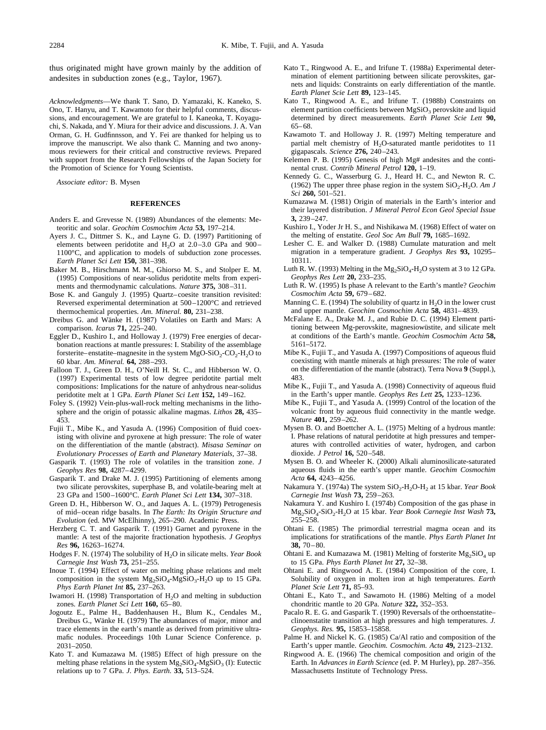thus originated might have grown mainly by the addition of andesites in subduction zones (e.g., Taylor, 1967).

*Acknowledgments*—We thank T. Sano, D. Yamazaki, K. Kaneko, S. Ono, T. Hanyu, and T. Kawamoto for their helpful comments, discussions, and encouragement. We are grateful to I. Kaneoka, T. Koyaguchi, S. Nakada, and Y. Miura for their advice and discussions. J. A. Van Orman, G. H. Gudfinnsson, and Y. Fei are thanked for helping us to improve the manuscript. We also thank C. Manning and two anonymous reviewers for their critical and constructive reviews. Prepared with support from the Research Fellowships of the Japan Society for the Promotion of Science for Young Scientists.

*Associate editor:* B. Mysen

## REFERENCES

Anders E. and Grevesse N. (1989) Abundances of the elements: Meteoritic and solar. *Geochim Cosmochim Acta* **53,** 197–214.

Ayers J. C., Dittmer S. K., and Layne G. D. (1997) Partitioning of elements between peridotite and $H_2O$ at 2.0–3.0 GPa and 900–1100°C, and application to models of subduction zone processes. *Earth Planet Sci Lett* **150,** 381–398.

Baker M. B., Hirschmann M. M., Ghiorso M. S., and Stolper E. M. (1995) Compositions of near-solidus peridotite melts from experiments and thermodynamic calculations. *Nature* **375,** 308–311.

Bose K. and Ganguly J. (1995) Quartz–coesite transition revisited: Reversed experimental determination at 500–1200°C and retrieved thermochemical properties. *Am. Mineral.* **80,** 231–238.

Dreibus G. and Wänke H. (1987) Volatiles on Earth and Mars: A comparison. *Icarus* **71,** 225–240.

Eggler D., Kushiro I., and Holloway J. (1979) Free energies of decarbonation reactions at mantle pressures: I. Stability of the assemblage forsterite–enstatite–magnesite in the system $MgO\text{-}SiO_2\text{-}CO_2\text{-}H_2O$ to 60 kbar. *Am. Mineral.* **64,** 288–293.

Falloon T. J., Green D. H., O'Neill H. St. C., and Hibberson W. O. (1997) Experimental tests of low degree peridotite partial melt compositions: Implications for the nature of anhydrous near-solidus peridotite melt at 1 GPa. *Earth Planet Sci Lett* **152,** 149–162.

Foley S. (1992) Vein-plus-wall-rock melting mechanisms in the lithosphere and the origin of potassic alkaline magmas. *Lithos* **28,** 435–453.

Fujii T., Mibe K., and Yasuda A. (1996) Composition of fluid coexisting with olivine and pyroxene at high pressure: The role of water on the differentiation of the mantle (abstract). *Misasa Seminar on Evolutionary Processes of Earth and Planetary Materials,* 37–38.

Gasparik T. (1993) The role of volatiles in the transition zone. *J Geophys Res* **98,** 4287–4299.

Gasparik T. and Drake M. J. (1995) Partitioning of elements among two silicate perovskites, superphase B, and volatile-bearing melt at 23 GPa and 1500–1600°C. *Earth Planet Sci Lett* **134,** 307–318.

Green D. H., Hibberson W. O., and Jaques A. L. (1979) Petrogenesis of mid–ocean ridge basalts. In *The Earth: Its Origin Structure and Evolution* (ed. MW McElhinny), 265–290. Academic Press.

Herzberg C. T. and Gasparik T. (1991) Garnet and pyroxene in the mantle: A test of the majorite fractionation hypothesis. *J Geophys Res* **96,** 16263–16274.

Hodges F. N. (1974) The solubility of $H_2O$ in silicate melts. *Year Book Carnegie Inst Wash* **73,** 251–255.

Inoue T. (1994) Effect of water on melting phase relations and melt composition in the system $Mg_2SiO_4\text{-}MgSiO_3\text{-}H_2O$ up to 15 GPa. *Phys Earth Planet Int* **85,** 237–263.

Iwamori H. (1998) Transportation of $H_2O$ and melting in subduction zones. *Earth Planet Sci Lett* **160,** 65–80.

Jogoutz E., Palme H., Baddenhausen H., Blum K., Cendales M., Dreibus G., Wänke H. (1979) The abundances of major, minor and trace elements in the earth's mantle as derived from primitive ultramafic nodules. Proceedings 10th Lunar Science Conference. p. 2031–2050.

Kato T. and Kumazawa M. (1985) Effect of high pressure on the melting phase relations in the system $Mg_2SiO_4\text{-}MgSiO_3$ (I): Eutectic relations up to 7 GPa. *J. Phys. Earth.* **33,** 513–524.

Kato T., Ringwood A. E., and Irifune T. (1988a) Experimental determination of element partitioning between silicate perovskites, garnets and liquids: Constraints on early differentiation of the mantle. *Earth Planet Scie Lett* **89,** 123–145.

Kato T., Ringwood A. E., and Irifune T. (1988b) Constraints on element partition coefficients between $MgSiO_3$ perovskite and liquid determined by direct measurements. *Earth Planet Scie Lett* **90,** 65–68.

Kawamoto T. and Holloway J. R. (1997) Melting temperature and partial melt chemistry of $H_2O$-saturated mantle peridotites to 11 gigapascals. *Science* **276,** 240–243.

Kelemen P. B. (1995) Genesis of high Mg# andesites and the continental crust. *Contrib Mineral Petrol* **120,** 1–19.

Kennedy G. C., Wasserburg G. J., Heard H. C., and Newton R. C. (1962) The upper three phase region in the system $SiO_2\text{-}H_2O$. *Am J Sci* **260,** 501–521.

Kumazawa M. (1981) Origin of materials in the Earth's interior and their layered distribution. *J Mineral Petrol Econ Geol Special Issue* **3,** 239–247.

Kushiro I., Yoder Jr H. S., and Nishikawa M. (1968) Effect of water on the melting of enstatite. *Geol Soc Am Bull* **79,** 1685–1692.

Lesher C. E. and Walker D. (1988) Cumulate maturation and melt migration in a temperature gradient. *J Geophys Res* **93,** 10295–10311.

Luth R. W. (1993) Melting in the $Mg_2SiO_4\text{-}H_2O$ system at 3 to 12 GPa. *Geophys Res Lett* **20,** 233–235.

Luth R. W. (1995) Is phase A relevant to the Earth's mantle? *Geochim Cosmochim Acta* **59,** 679–682.

Manning C. E. (1994) The solubility of quartz in $H_2O$ in the lower crust and upper mantle. *Geochim Cosmochim Acta* **58,** 4831–4839.

McFalane E. A., Drake M. J., and Rubie D. C. (1994) Element partitioning between Mg-perovskite, magnesiowüstite, and silicate melt at conditions of the Earth's mantle. *Geochim Cosmochim Acta* **58,** 5161–5172.

Mibe K., Fujii T., and Yasuda A. (1997) Compositions of aqueous fluid coexisting with mantle minerals at high pressures: The role of water on the differentiation of the mantle (abstract). Terra Nova **9** (Suppl.), 483.

Mibe K., Fujii T., and Yasuda A. (1998) Connectivity of aqueous fluid in the Earth's upper mantle. *Geophys Res Lett* **25,** 1233–1236.

Mibe K., Fujii T., and Yasuda A. (1999) Control of the location of the volcanic front by aqueous fluid connectivity in the mantle wedge. *Nature* **401,** 259–262.

Mysen B. O. and Boettcher A. L. (1975) Melting of a hydrous mantle: I. Phase relations of natural peridotite at high pressures and temperatures with controlled activities of water, hydrogen, and carbon dioxide. *J Petrol* **16,** 520–548.

Mysen B. O. and Wheeler K. (2000) Alkali aluminosilicate-saturated aqueous fluids in the earth's upper mantle. *Geochim Cosmochim Acta* **64,** 4243–4256.

Nakamura Y. (1974a) The system $SiO_2\text{-}H_2O\text{-}H_2$ at 15 kbar. *Year Book Carnegie Inst Wash* **73,** 259–263.

Nakamura Y. and Kushiro I. (1974b) Composition of the gas phase in $Mg_2SiO_4\text{-}SiO_2\text{-}H_2O$ at 15 kbar. *Year Book Carnegie Inst Wash* **73,** 255–258.

Ohtani E. (1985) The primordial terrestrial magma ocean and its implications for stratifications of the mantle. *Phys Earth Planet Int* **38,** 70–80.

Ohtani E. and Kumazawa M. (1981) Melting of forsterite $Mg_2SiO_4$ up to 15 GPa. *Phys Earth Planet Int* **27,** 32–38.

Ohtani E. and Ringwood A. E. (1984) Composition of the core, I. Solubility of oxygen in molten iron at high temperatures. *Earth Planet Scie Lett* **71,** 85–93.

Ohtani E., Kato T., and Sawamoto H. (1986) Melting of a model chondritic mantle to 20 GPa. *Nature* **322,** 352–353.

Pacalo R. E. G. and Gasparik T. (1990) Reversals of the orthoenstatite–clinoenstatite transition at high pressures and high temperatures. *J. Geophys. Res.* **95,** 15853–15858.

Palme H. and Nickel K. G. (1985) Ca/Al ratio and composition of the Earth's upper mantle. *Geochim. Cosmochim. Acta* **49,** 2123–2132.

Ringwood A. E. (1966) The chemical composition and origin of the Earth. In *Advances in Earth Science* (ed. P. M Hurley), pp. 287–356. Massachusetts Institute of Technology Press.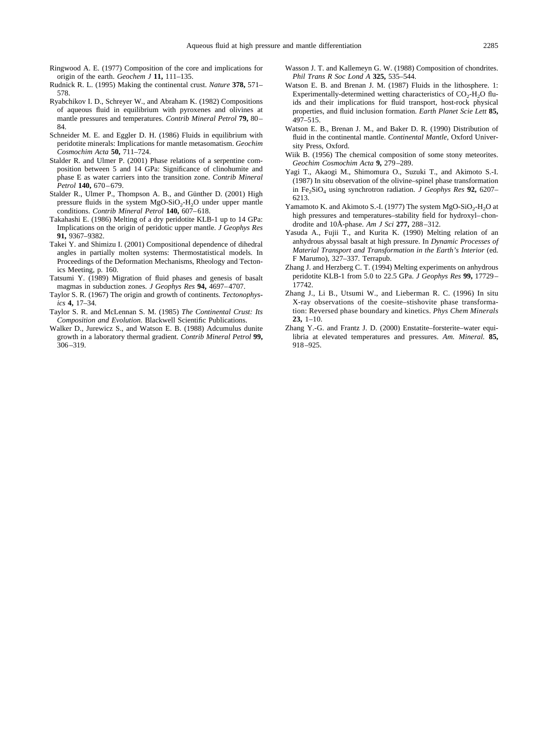Ringwood A. E. (1977) Composition of the core and implications for origin of the earth. *Geochem J* **11,** 111–135.

Rudnick R. L. (1995) Making the continental crust. *Nature* **378,** 571–578.

Ryabchikov I. D., Schreyer W., and Abraham K. (1982) Compositions of aqueous fluid in equilibrium with pyroxenes and olivines at mantle pressures and temperatures. *Contrib Mineral Petrol* **79,** 80–84.

Schneider M. E. and Eggler D. H. (1986) Fluids in equilibrium with peridotite minerals: Implications for mantle metasomatism. *Geochim Cosmochim Acta* **50,** 711–724.

Stalder R. and Ulmer P. (2001) Phase relations of a serpentine composition between 5 and 14 GPa: Significance of clinohumite and phase E as water carriers into the transition zone. *Contrib Mineral Petrol* **140,** 670–679.

Stalder R., Ulmer P., Thompson A. B., and Günther D. (2001) High pressure fluids in the system MgO-$SiO_2$-$H_2O$ under upper mantle conditions. *Contrib Mineral Petrol* **140,** 607–618.

Takahashi E. (1986) Melting of a dry peridotite KLB-1 up to 14 GPa: Implications on the origin of peridotic upper mantle. *J Geophys Res* **91,** 9367–9382.

Takei Y. and Shimizu I. (2001) Compositional dependence of dihedral angles in partially molten systems: Thermostatistical models. In Proceedings of the Deformation Mechanisms, Rheology and Tectonics Meeting, p. 160.

Tatsumi Y. (1989) Migration of fluid phases and genesis of basalt magmas in subduction zones. *J Geophys Res* **94,** 4697–4707.

Taylor S. R. (1967) The origin and growth of continents. *Tectonophysics* **4,** 17–34.

Taylor S. R. and McLennan S. M. (1985) *The Continental Crust: Its Composition and Evolution*. Blackwell Scientific Publications.

Walker D., Jurewicz S., and Watson E. B. (1988) Adcumulus dunite growth in a laboratory thermal gradient. *Contrib Mineral Petrol* **99,** 306–319.

Wasson J. T. and Kallemeyn G. W. (1988) Composition of chondrites. *Phil Trans R Soc Lond A* **325,** 535–544.

Watson E. B. and Brenan J. M. (1987) Fluids in the lithosphere. 1: Experimentally-determined wetting characteristics of $CO_2$-$H_2O$ fluids and their implications for fluid transport, host-rock physical properties, and fluid inclusion formation. *Earth Planet Scie Lett* **85,** 497–515.

Watson E. B., Brenan J. M., and Baker D. R. (1990) Distribution of fluid in the continental mantle. *Continental Mantle*, Oxford University Press, Oxford.

Wiik B. (1956) The chemical composition of some stony meteorites. *Geochim Cosmochim Acta* **9,** 279–289.

Yagi T., Akaogi M., Shimomura O., Suzuki T., and Akimoto S.-I. (1987) In situ observation of the olivine–spinel phase transformation in $Fe_2SiO_4$ using synchrotron radiation. *J Geophys Res* **92,** 6207–6213.

Yamamoto K. and Akimoto S.-I. (1977) The system MgO-$SiO_2$-$H_2O$ at high pressures and temperatures–stability field for hydroxyl–chondrodite and 10Å-phase. *Am J Sci* **277,** 288–312.

Yasuda A., Fujii T., and Kurita K. (1990) Melting relation of an anhydrous abyssal basalt at high pressure. In *Dynamic Processes of Material Transport and Transformation in the Earth's Interior* (ed. F Marumo), 327–337. Terrapub.

Zhang J. and Herzberg C. T. (1994) Melting experiments on anhydrous peridotite KLB-1 from 5.0 to 22.5 GPa. *J Geophys Res* **99,** 17729–17742.

Zhang J., Li B., Utsumi W., and Lieberman R. C. (1996) In situ X-ray observations of the coesite–stishovite phase transformation: Reversed phase boundary and kinetics. *Phys Chem Minerals* **23,** 1–10.

Zhang Y.-G. and Frantz J. D. (2000) Enstatite–forsterite–water equilibria at elevated temperatures and pressures. *Am. Mineral.* **85,** 918–925.